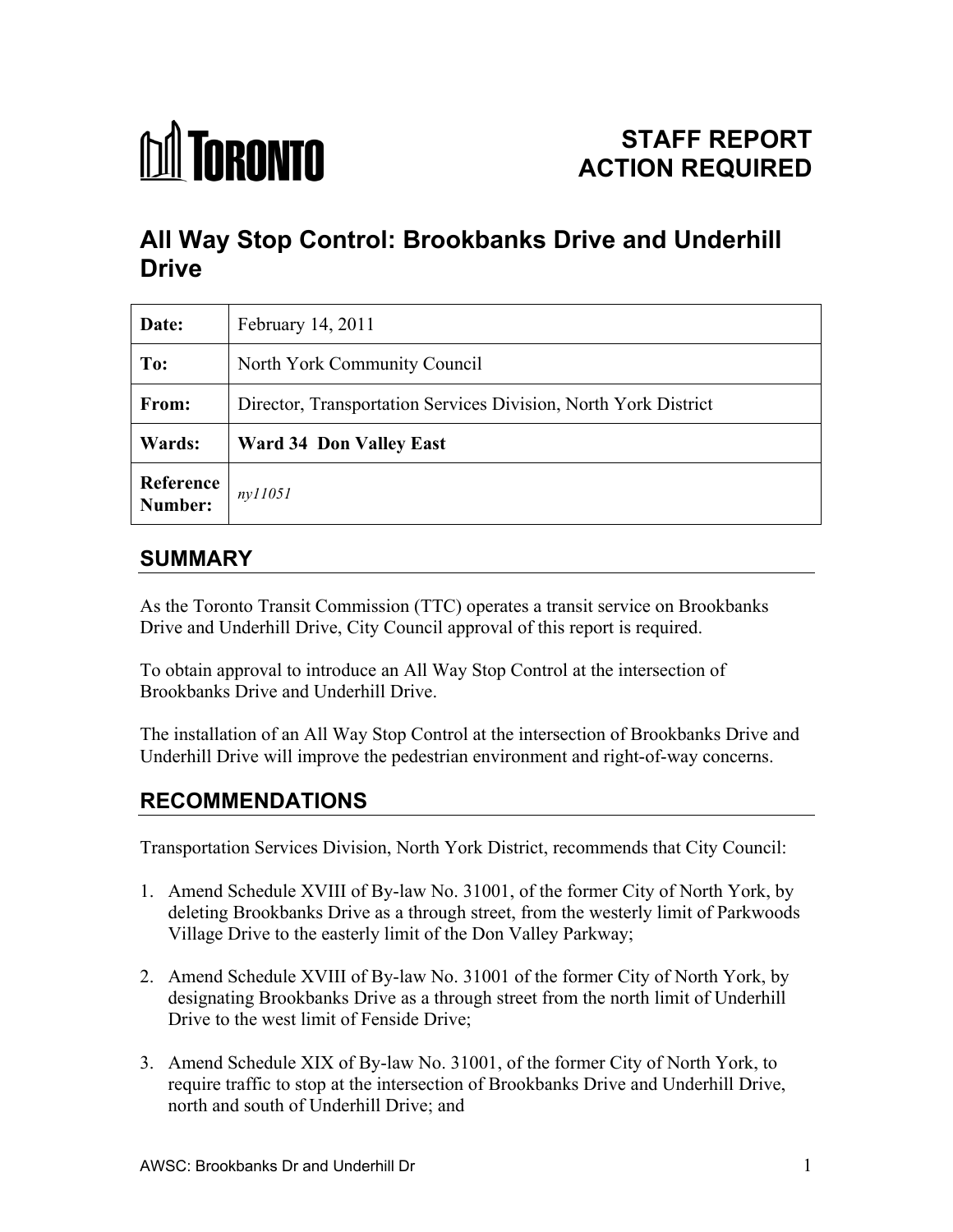# TORONTO

**STAFF REPORT**
**ACTION REQUIRED**

# All Way Stop Control: Brookbanks Drive and Underhill Drive

| **Date:** | February 14, 2011 |
| --- | --- |
| **To:** | North York Community Council |
| **From:** | Director, Transportation Services Division, North York District |
| **Wards:** | **Ward 34 Don Valley East** |
| **Reference Number:** | *ny11051* |

## SUMMARY

As the Toronto Transit Commission (TTC) operates a transit service on Brookbanks Drive and Underhill Drive, City Council approval of this report is required.

To obtain approval to introduce an All Way Stop Control at the intersection of Brookbanks Drive and Underhill Drive.

The installation of an All Way Stop Control at the intersection of Brookbanks Drive and Underhill Drive will improve the pedestrian environment and right-of-way concerns.

## RECOMMENDATIONS

Transportation Services Division, North York District, recommends that City Council:

1. Amend Schedule XVIII of By-law No. 31001, of the former City of North York, by deleting Brookbanks Drive as a through street, from the westerly limit of Parkwoods Village Drive to the easterly limit of the Don Valley Parkway;

2. Amend Schedule XVIII of By-law No. 31001 of the former City of North York, by designating Brookbanks Drive as a through street from the north limit of Underhill Drive to the west limit of Fenside Drive;

3. Amend Schedule XIX of By-law No. 31001, of the former City of North York, to require traffic to stop at the intersection of Brookbanks Drive and Underhill Drive, north and south of Underhill Drive; and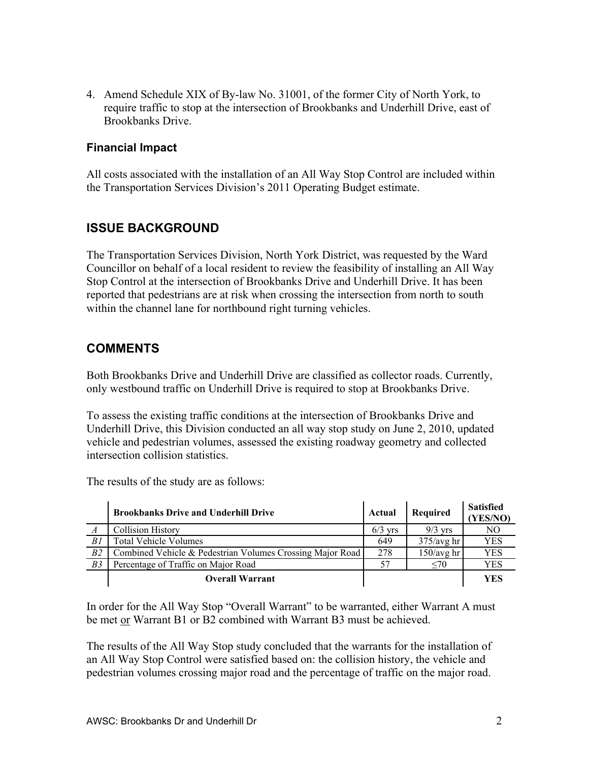4. Amend Schedule XIX of By-law No. 31001, of the former City of North York, to require traffic to stop at the intersection of Brookbanks and Underhill Drive, east of Brookbanks Drive.

### Financial Impact

All costs associated with the installation of an All Way Stop Control are included within the Transportation Services Division's 2011 Operating Budget estimate.

## ISSUE BACKGROUND

The Transportation Services Division, North York District, was requested by the Ward Councillor on behalf of a local resident to review the feasibility of installing an All Way Stop Control at the intersection of Brookbanks Drive and Underhill Drive. It has been reported that pedestrians are at risk when crossing the intersection from north to south within the channel lane for northbound right turning vehicles.

## COMMENTS

Both Brookbanks Drive and Underhill Drive are classified as collector roads. Currently, only westbound traffic on Underhill Drive is required to stop at Brookbanks Drive.

To assess the existing traffic conditions at the intersection of Brookbanks Drive and Underhill Drive, this Division conducted an all way stop study on June 2, 2010, updated vehicle and pedestrian volumes, assessed the existing roadway geometry and collected intersection collision statistics.

The results of the study are as follows:

| | **Brookbanks Drive and Underhill Drive** | **Actual** | **Required** | **Satisfied (YES/NO)** |
|---|---|---|---|---|
| *A* | Collision History | 6/3 yrs | 9/3 yrs | NO |
| *B1* | Total Vehicle Volumes | 649 | 375/avg hr | YES |
| *B2* | Combined Vehicle & Pedestrian Volumes Crossing Major Road | 278 | 150/avg hr | YES |
| *B3* | Percentage of Traffic on Major Road | 57 | ≤70 | YES |
| | **Overall Warrant** | | | **YES** |

In order for the All Way Stop "Overall Warrant" to be warranted, either Warrant A must be met <u>or</u> Warrant B1 or B2 combined with Warrant B3 must be achieved.

The results of the All Way Stop study concluded that the warrants for the installation of an All Way Stop Control were satisfied based on: the collision history, the vehicle and pedestrian volumes crossing major road and the percentage of traffic on the major road.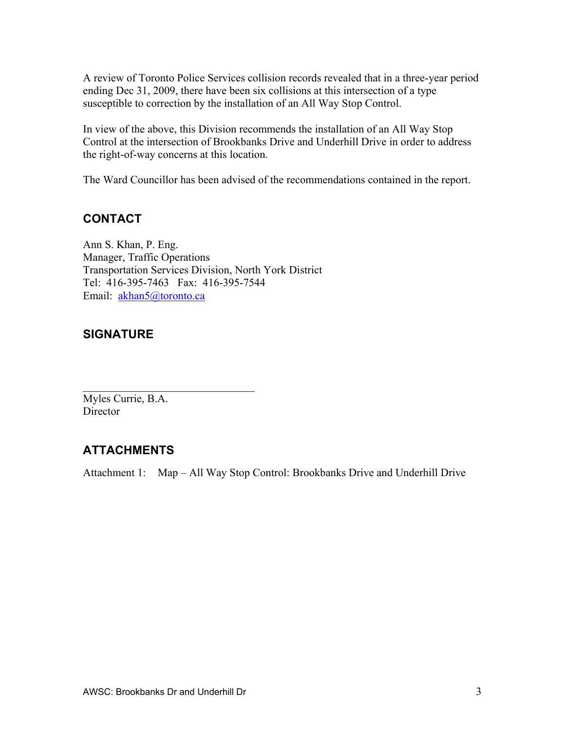A review of Toronto Police Services collision records revealed that in a three-year period ending Dec 31, 2009, there have been six collisions at this intersection of a type susceptible to correction by the installation of an All Way Stop Control.

In view of the above, this Division recommends the installation of an All Way Stop Control at the intersection of Brookbanks Drive and Underhill Drive in order to address the right-of-way concerns at this location.

The Ward Councillor has been advised of the recommendations contained in the report.

## CONTACT

Ann S. Khan, P. Eng.
Manager, Traffic Operations
Transportation Services Division, North York District
Tel: 416-395-7463 Fax: 416-395-7544
Email: akhan5@toronto.ca

## SIGNATURE

_______________________________
Myles Currie, B.A.
Director

## ATTACHMENTS

Attachment 1: Map – All Way Stop Control: Brookbanks Drive and Underhill Drive